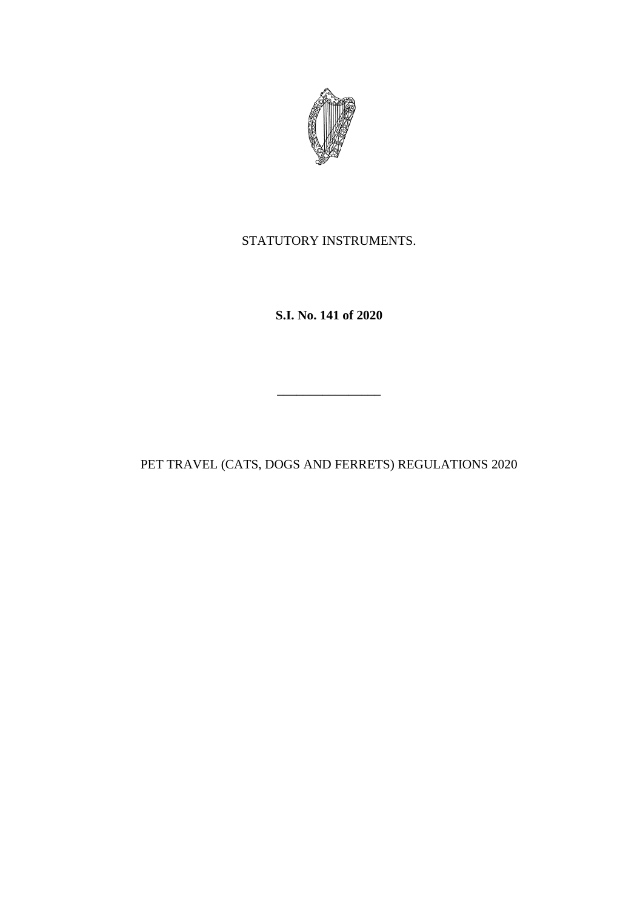STATUTORY INSTRUMENTS.

**S.I. No. 141 of 2020**

---

PET TRAVEL (CATS, DOGS AND FERRETS) REGULATIONS 2020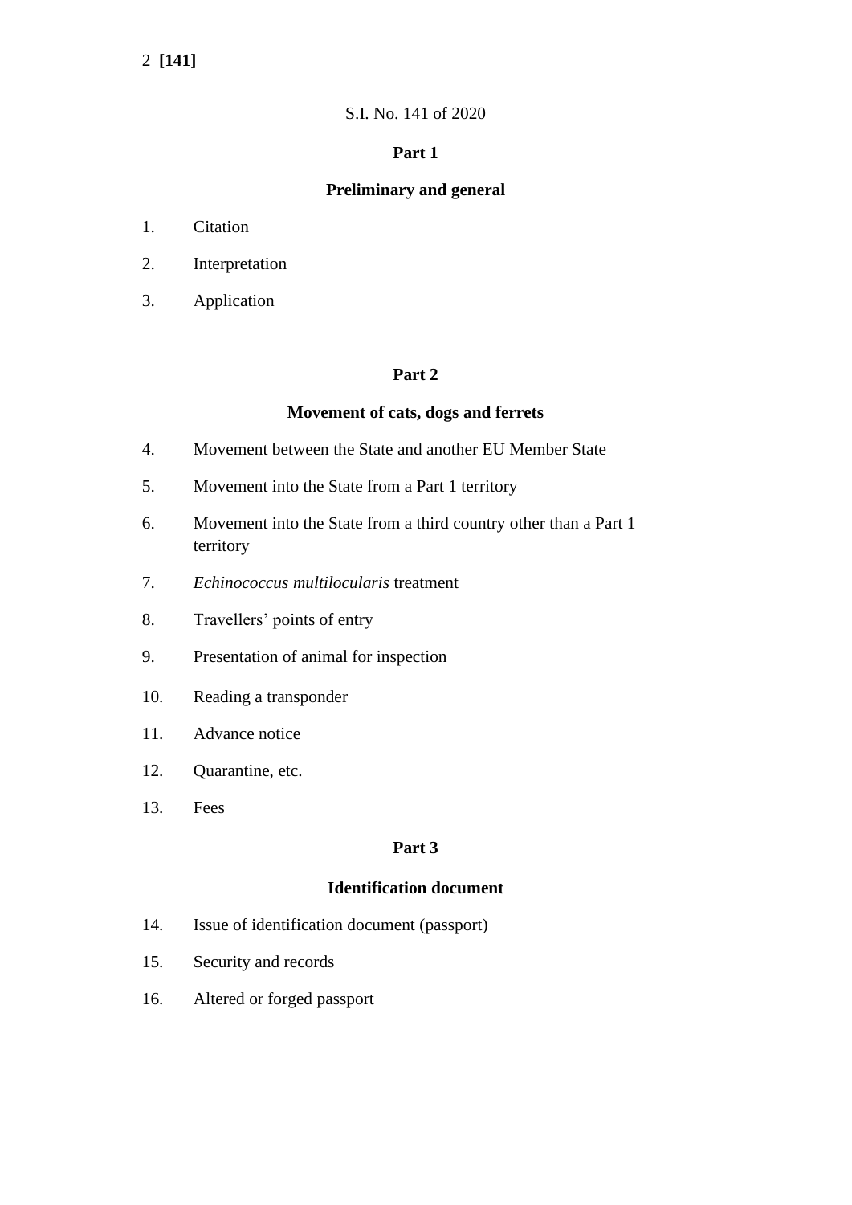S.I. No. 141 of 2020

**Part 1**

**Preliminary and general**

1. Citation
2. Interpretation
3. Application

**Part 2**

**Movement of cats, dogs and ferrets**

4. Movement between the State and another EU Member State
5. Movement into the State from a Part 1 territory
6. Movement into the State from a third country other than a Part 1 territory
7. *Echinococcus multilocularis* treatment
8. Travellers' points of entry
9. Presentation of animal for inspection
10. Reading a transponder
11. Advance notice
12. Quarantine, etc.
13. Fees

**Part 3**

**Identification document**

14. Issue of identification document (passport)
15. Security and records
16. Altered or forged passport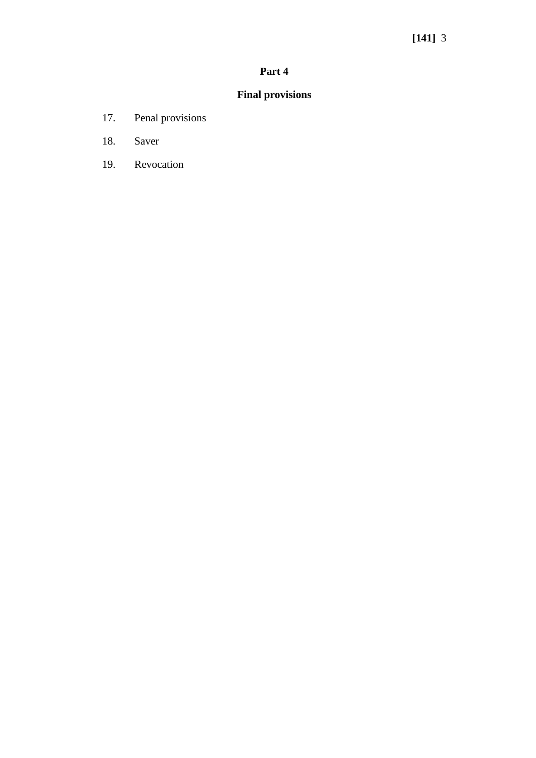## Part 4

## Final provisions

17. Penal provisions

18. Saver

19. Revocation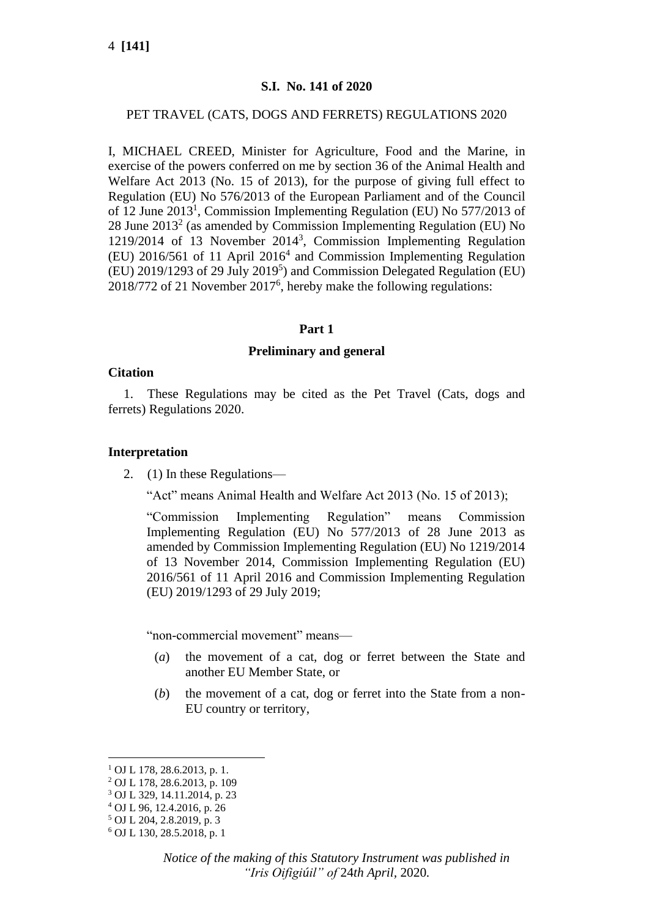**S.I. No. 141 of 2020**

PET TRAVEL (CATS, DOGS AND FERRETS) REGULATIONS 2020

I, MICHAEL CREED, Minister for Agriculture, Food and the Marine, in exercise of the powers conferred on me by section 36 of the Animal Health and Welfare Act 2013 (No. 15 of 2013), for the purpose of giving full effect to Regulation (EU) No 576/2013 of the European Parliament and of the Council of 12 June 2013[1], Commission Implementing Regulation (EU) No 577/2013 of 28 June 2013[2] (as amended by Commission Implementing Regulation (EU) No 1219/2014 of 13 November 2014[3], Commission Implementing Regulation (EU) 2016/561 of 11 April 2016[4] and Commission Implementing Regulation (EU) 2019/1293 of 29 July 2019[5]) and Commission Delegated Regulation (EU) 2018/772 of 21 November 2017[6], hereby make the following regulations:

## Part 1

### Preliminary and general

**Citation**

1. These Regulations may be cited as the Pet Travel (Cats, dogs and ferrets) Regulations 2020.

**Interpretation**

2. (1) In these Regulations—

"Act" means Animal Health and Welfare Act 2013 (No. 15 of 2013);

"Commission Implementing Regulation" means Commission Implementing Regulation (EU) No 577/2013 of 28 June 2013 as amended by Commission Implementing Regulation (EU) No 1219/2014 of 13 November 2014, Commission Implementing Regulation (EU) 2016/561 of 11 April 2016 and Commission Implementing Regulation (EU) 2019/1293 of 29 July 2019;

"non-commercial movement" means—

(*a*) the movement of a cat, dog or ferret between the State and another EU Member State, or

(*b*) the movement of a cat, dog or ferret into the State from a non-EU country or territory,

[1] OJ L 178, 28.6.2013, p. 1.
[2] OJ L 178, 28.6.2013, p. 109
[3] OJ L 329, 14.11.2014, p. 23
[4] OJ L 96, 12.4.2016, p. 26
[5] OJ L 204, 2.8.2019, p. 3
[6] OJ L 130, 28.5.2018, p. 1

*Notice of the making of this Statutory Instrument was published in "Iris Oifigiúil" of 24th April, 2020.*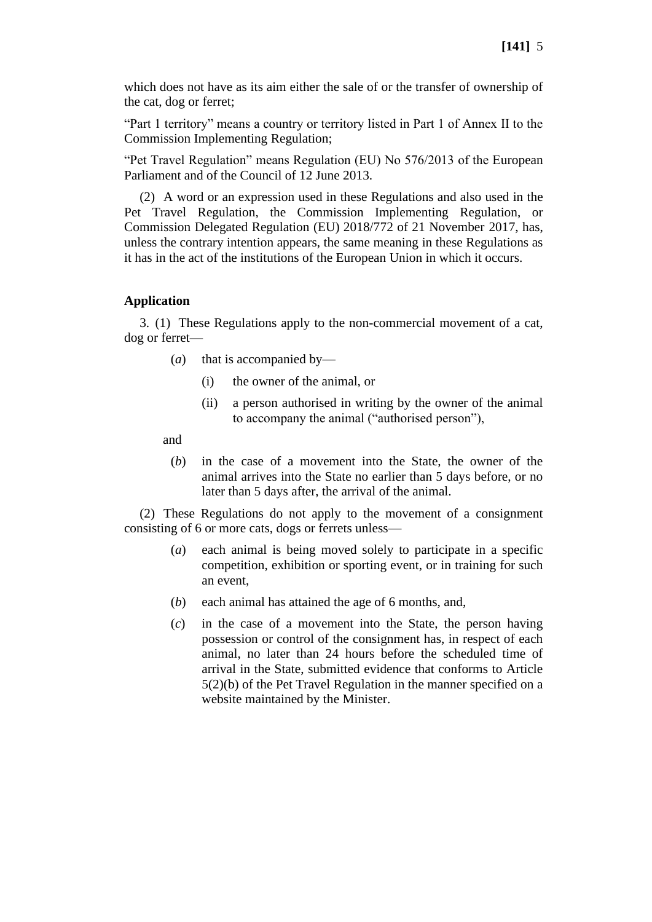which does not have as its aim either the sale of or the transfer of ownership of the cat, dog or ferret;

"Part 1 territory" means a country or territory listed in Part 1 of Annex II to the Commission Implementing Regulation;

"Pet Travel Regulation" means Regulation (EU) No 576/2013 of the European Parliament and of the Council of 12 June 2013.

(2) A word or an expression used in these Regulations and also used in the Pet Travel Regulation, the Commission Implementing Regulation, or Commission Delegated Regulation (EU) 2018/772 of 21 November 2017, has, unless the contrary intention appears, the same meaning in these Regulations as it has in the act of the institutions of the European Union in which it occurs.

**Application**

3. (1) These Regulations apply to the non-commercial movement of a cat, dog or ferret—

- (*a*) that is accompanied by—
  - (i) the owner of the animal, or
  - (ii) a person authorised in writing by the owner of the animal to accompany the animal ("authorised person"),

and

- (*b*) in the case of a movement into the State, the owner of the animal arrives into the State no earlier than 5 days before, or no later than 5 days after, the arrival of the animal.

(2) These Regulations do not apply to the movement of a consignment consisting of 6 or more cats, dogs or ferrets unless—

- (*a*) each animal is being moved solely to participate in a specific competition, exhibition or sporting event, or in training for such an event,
- (*b*) each animal has attained the age of 6 months, and,
- (*c*) in the case of a movement into the State, the person having possession or control of the consignment has, in respect of each animal, no later than 24 hours before the scheduled time of arrival in the State, submitted evidence that conforms to Article 5(2)(b) of the Pet Travel Regulation in the manner specified on a website maintained by the Minister.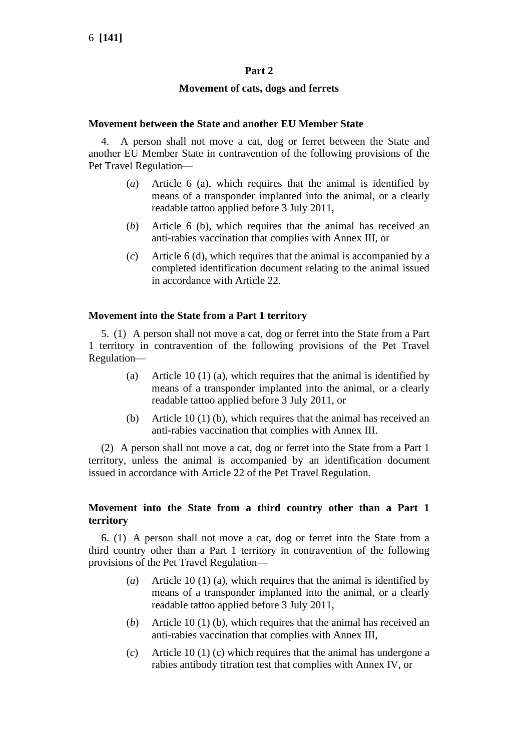## Part 2

### Movement of cats, dogs and ferrets

**Movement between the State and another EU Member State**

4. A person shall not move a cat, dog or ferret between the State and another EU Member State in contravention of the following provisions of the Pet Travel Regulation—

(*a*) Article 6 (a), which requires that the animal is identified by means of a transponder implanted into the animal, or a clearly readable tattoo applied before 3 July 2011,

(*b*) Article 6 (b), which requires that the animal has received an anti-rabies vaccination that complies with Annex III, or

(*c*) Article 6 (d), which requires that the animal is accompanied by a completed identification document relating to the animal issued in accordance with Article 22.

**Movement into the State from a Part 1 territory**

5. (1) A person shall not move a cat, dog or ferret into the State from a Part 1 territory in contravention of the following provisions of the Pet Travel Regulation—

(a) Article 10 (1) (a), which requires that the animal is identified by means of a transponder implanted into the animal, or a clearly readable tattoo applied before 3 July 2011, or

(b) Article 10 (1) (b), which requires that the animal has received an anti-rabies vaccination that complies with Annex III.

(2) A person shall not move a cat, dog or ferret into the State from a Part 1 territory, unless the animal is accompanied by an identification document issued in accordance with Article 22 of the Pet Travel Regulation.

**Movement into the State from a third country other than a Part 1 territory**

6. (1) A person shall not move a cat, dog or ferret into the State from a third country other than a Part 1 territory in contravention of the following provisions of the Pet Travel Regulation—

(*a*) Article 10 (1) (a), which requires that the animal is identified by means of a transponder implanted into the animal, or a clearly readable tattoo applied before 3 July 2011,

(*b*) Article 10 (1) (b), which requires that the animal has received an anti-rabies vaccination that complies with Annex III,

(*c*) Article 10 (1) (c) which requires that the animal has undergone a rabies antibody titration test that complies with Annex IV, or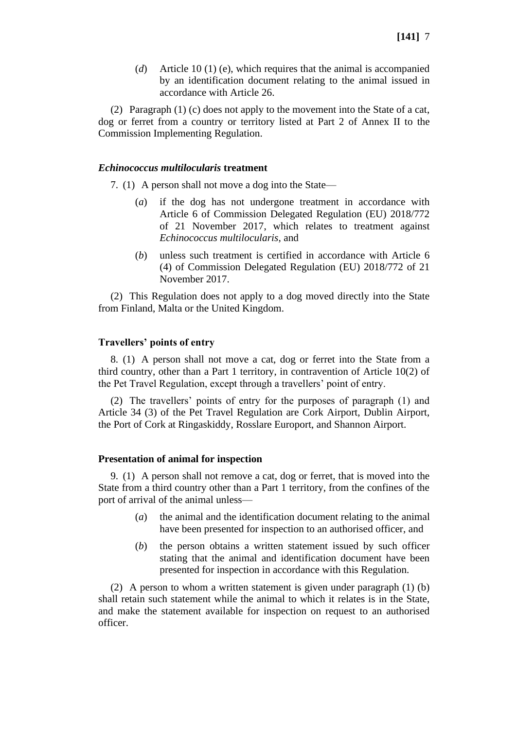(*d*) Article 10 (1) (e), which requires that the animal is accompanied by an identification document relating to the animal issued in accordance with Article 26.

(2) Paragraph (1) (c) does not apply to the movement into the State of a cat, dog or ferret from a country or territory listed at Part 2 of Annex II to the Commission Implementing Regulation.

### ***Echinococcus multilocularis*** **treatment**

7. (1) A person shall not move a dog into the State—

(*a*) if the dog has not undergone treatment in accordance with Article 6 of Commission Delegated Regulation (EU) 2018/772 of 21 November 2017, which relates to treatment against *Echinococcus multilocularis*, and

(*b*) unless such treatment is certified in accordance with Article 6 (4) of Commission Delegated Regulation (EU) 2018/772 of 21 November 2017.

(2) This Regulation does not apply to a dog moved directly into the State from Finland, Malta or the United Kingdom.

### **Travellers' points of entry**

8. (1) A person shall not move a cat, dog or ferret into the State from a third country, other than a Part 1 territory, in contravention of Article 10(2) of the Pet Travel Regulation, except through a travellers' point of entry.

(2) The travellers' points of entry for the purposes of paragraph (1) and Article 34 (3) of the Pet Travel Regulation are Cork Airport, Dublin Airport, the Port of Cork at Ringaskiddy, Rosslare Europort, and Shannon Airport.

### **Presentation of animal for inspection**

9. (1) A person shall not remove a cat, dog or ferret, that is moved into the State from a third country other than a Part 1 territory, from the confines of the port of arrival of the animal unless—

(*a*) the animal and the identification document relating to the animal have been presented for inspection to an authorised officer, and

(*b*) the person obtains a written statement issued by such officer stating that the animal and identification document have been presented for inspection in accordance with this Regulation.

(2) A person to whom a written statement is given under paragraph (1) (b) shall retain such statement while the animal to which it relates is in the State, and make the statement available for inspection on request to an authorised officer.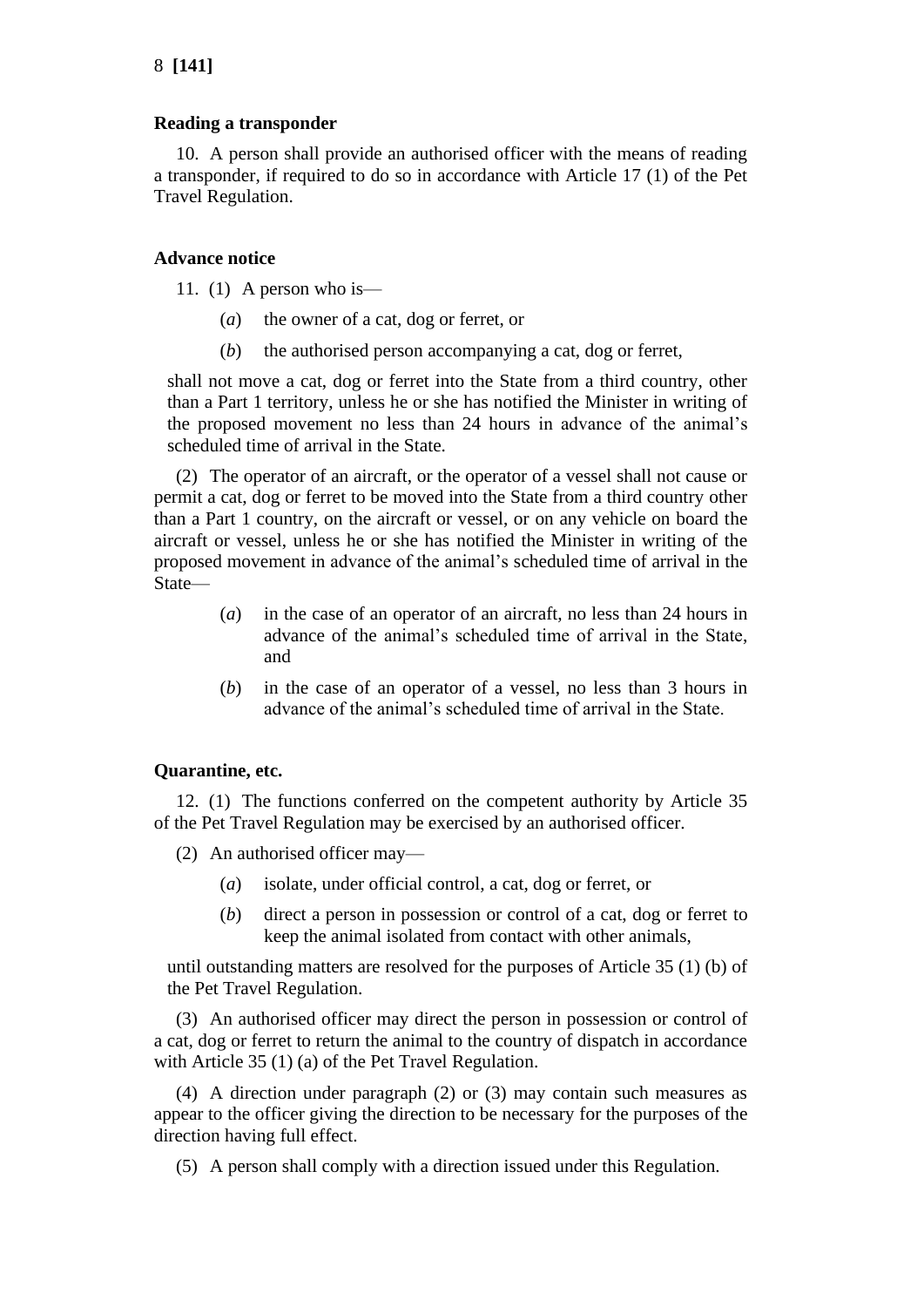**Reading a transponder**

10. A person shall provide an authorised officer with the means of reading a transponder, if required to do so in accordance with Article 17 (1) of the Pet Travel Regulation.

**Advance notice**

11. (1) A person who is—

(*a*) the owner of a cat, dog or ferret, or

(*b*) the authorised person accompanying a cat, dog or ferret,

shall not move a cat, dog or ferret into the State from a third country, other than a Part 1 territory, unless he or she has notified the Minister in writing of the proposed movement no less than 24 hours in advance of the animal's scheduled time of arrival in the State.

(2) The operator of an aircraft, or the operator of a vessel shall not cause or permit a cat, dog or ferret to be moved into the State from a third country other than a Part 1 country, on the aircraft or vessel, or on any vehicle on board the aircraft or vessel, unless he or she has notified the Minister in writing of the proposed movement in advance of the animal's scheduled time of arrival in the State—

(*a*) in the case of an operator of an aircraft, no less than 24 hours in advance of the animal's scheduled time of arrival in the State, and

(*b*) in the case of an operator of a vessel, no less than 3 hours in advance of the animal's scheduled time of arrival in the State.

**Quarantine, etc.**

12. (1) The functions conferred on the competent authority by Article 35 of the Pet Travel Regulation may be exercised by an authorised officer.

(2) An authorised officer may—

(*a*) isolate, under official control, a cat, dog or ferret, or

(*b*) direct a person in possession or control of a cat, dog or ferret to keep the animal isolated from contact with other animals,

until outstanding matters are resolved for the purposes of Article 35 (1) (b) of the Pet Travel Regulation.

(3) An authorised officer may direct the person in possession or control of a cat, dog or ferret to return the animal to the country of dispatch in accordance with Article 35 (1) (a) of the Pet Travel Regulation.

(4) A direction under paragraph (2) or (3) may contain such measures as appear to the officer giving the direction to be necessary for the purposes of the direction having full effect.

(5) A person shall comply with a direction issued under this Regulation.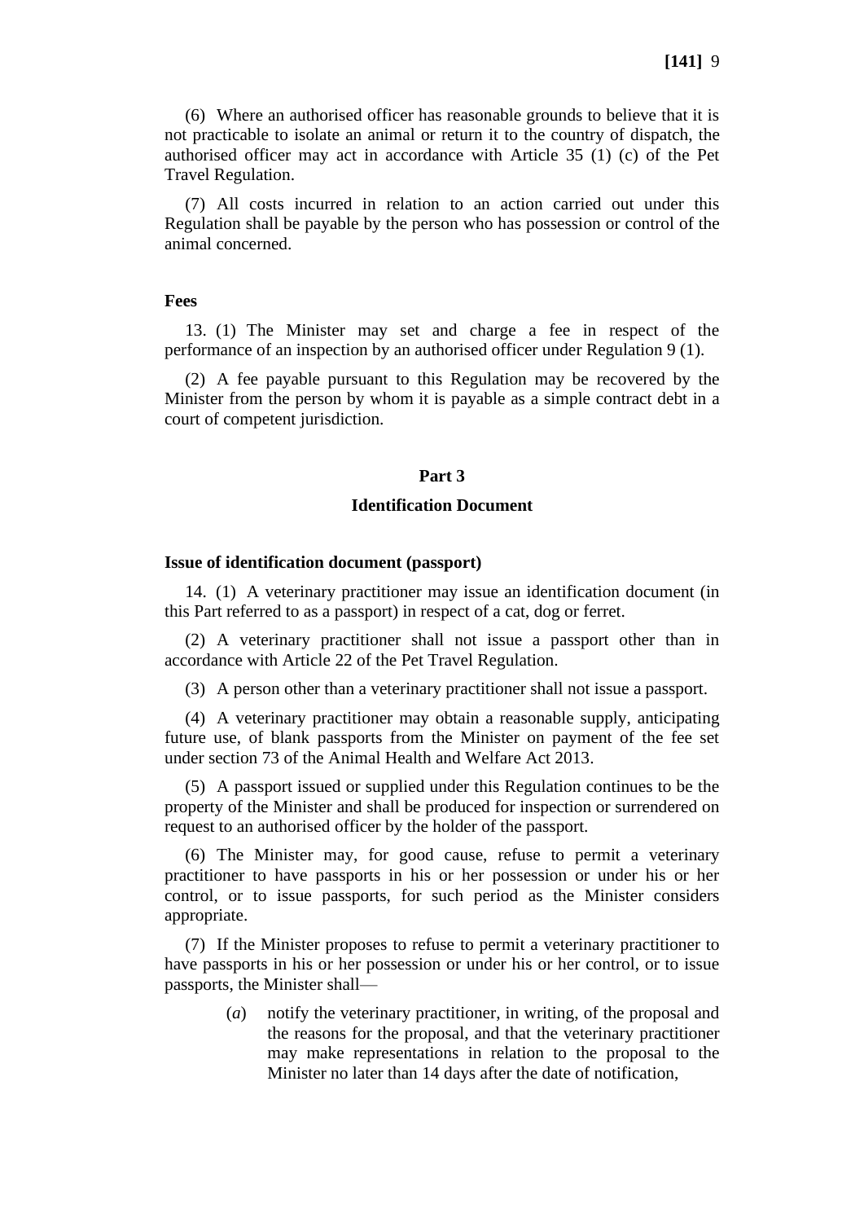(6) Where an authorised officer has reasonable grounds to believe that it is not practicable to isolate an animal or return it to the country of dispatch, the authorised officer may act in accordance with Article 35 (1) (c) of the Pet Travel Regulation.

(7) All costs incurred in relation to an action carried out under this Regulation shall be payable by the person who has possession or control of the animal concerned.

**Fees**

13. (1) The Minister may set and charge a fee in respect of the performance of an inspection by an authorised officer under Regulation 9 (1).

(2) A fee payable pursuant to this Regulation may be recovered by the Minister from the person by whom it is payable as a simple contract debt in a court of competent jurisdiction.

## Part 3

## Identification Document

**Issue of identification document (passport)**

14. (1) A veterinary practitioner may issue an identification document (in this Part referred to as a passport) in respect of a cat, dog or ferret.

(2) A veterinary practitioner shall not issue a passport other than in accordance with Article 22 of the Pet Travel Regulation.

(3) A person other than a veterinary practitioner shall not issue a passport.

(4) A veterinary practitioner may obtain a reasonable supply, anticipating future use, of blank passports from the Minister on payment of the fee set under section 73 of the Animal Health and Welfare Act 2013.

(5) A passport issued or supplied under this Regulation continues to be the property of the Minister and shall be produced for inspection or surrendered on request to an authorised officer by the holder of the passport.

(6) The Minister may, for good cause, refuse to permit a veterinary practitioner to have passports in his or her possession or under his or her control, or to issue passports, for such period as the Minister considers appropriate.

(7) If the Minister proposes to refuse to permit a veterinary practitioner to have passports in his or her possession or under his or her control, or to issue passports, the Minister shall—

(*a*) notify the veterinary practitioner, in writing, of the proposal and the reasons for the proposal, and that the veterinary practitioner may make representations in relation to the proposal to the Minister no later than 14 days after the date of notification,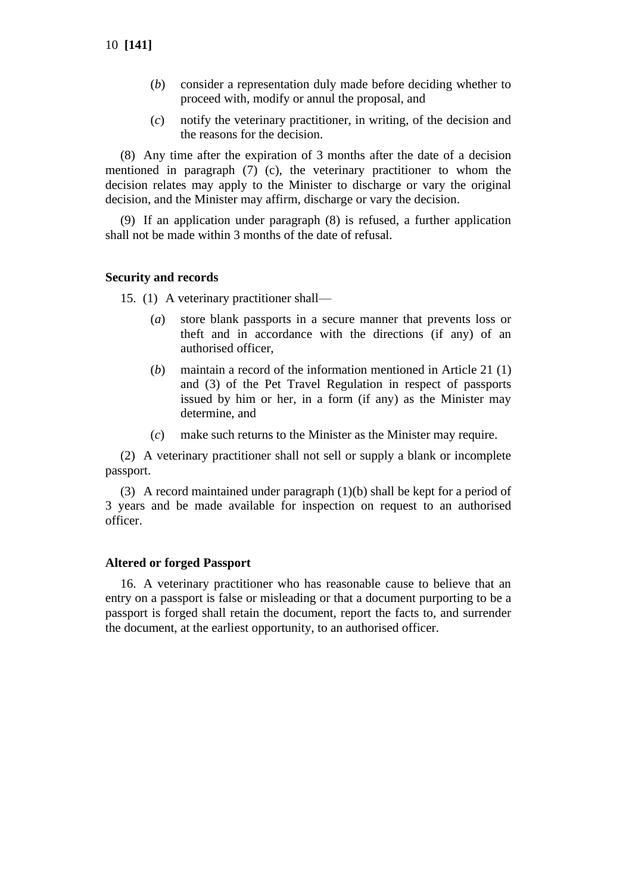(*b*) consider a representation duly made before deciding whether to proceed with, modify or annul the proposal, and

(*c*) notify the veterinary practitioner, in writing, of the decision and the reasons for the decision.

(8) Any time after the expiration of 3 months after the date of a decision mentioned in paragraph (7) (c), the veterinary practitioner to whom the decision relates may apply to the Minister to discharge or vary the original decision, and the Minister may affirm, discharge or vary the decision.

(9) If an application under paragraph (8) is refused, a further application shall not be made within 3 months of the date of refusal.

**Security and records**

15. (1) A veterinary practitioner shall—

(*a*) store blank passports in a secure manner that prevents loss or theft and in accordance with the directions (if any) of an authorised officer,

(*b*) maintain a record of the information mentioned in Article 21 (1) and (3) of the Pet Travel Regulation in respect of passports issued by him or her, in a form (if any) as the Minister may determine, and

(*c*) make such returns to the Minister as the Minister may require.

(2) A veterinary practitioner shall not sell or supply a blank or incomplete passport.

(3) A record maintained under paragraph (1)(b) shall be kept for a period of 3 years and be made available for inspection on request to an authorised officer.

**Altered or forged Passport**

16. A veterinary practitioner who has reasonable cause to believe that an entry on a passport is false or misleading or that a document purporting to be a passport is forged shall retain the document, report the facts to, and surrender the document, at the earliest opportunity, to an authorised officer.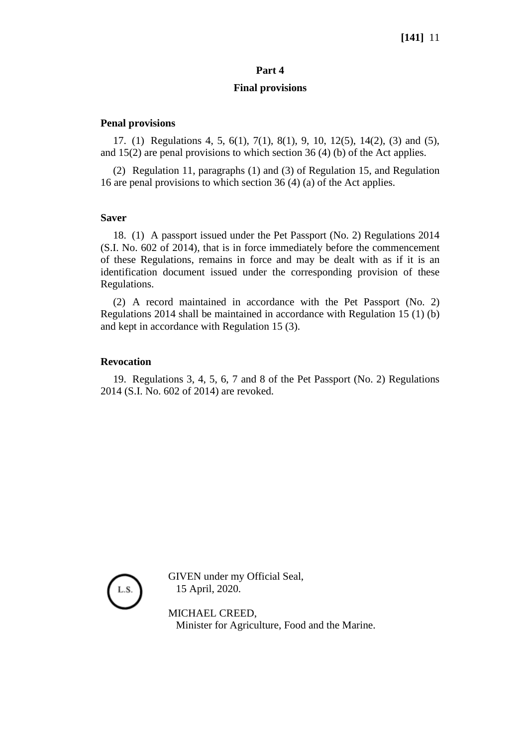## Part 4

## Final provisions

**Penal provisions**

17. (1) Regulations 4, 5, 6(1), 7(1), 8(1), 9, 10, 12(5), 14(2), (3) and (5), and 15(2) are penal provisions to which section 36 (4) (b) of the Act applies.

(2) Regulation 11, paragraphs (1) and (3) of Regulation 15, and Regulation 16 are penal provisions to which section 36 (4) (a) of the Act applies.

**Saver**

18. (1) A passport issued under the Pet Passport (No. 2) Regulations 2014 (S.I. No. 602 of 2014), that is in force immediately before the commencement of these Regulations, remains in force and may be dealt with as if it is an identification document issued under the corresponding provision of these Regulations.

(2) A record maintained in accordance with the Pet Passport (No. 2) Regulations 2014 shall be maintained in accordance with Regulation 15 (1) (b) and kept in accordance with Regulation 15 (3).

**Revocation**

19. Regulations 3, 4, 5, 6, 7 and 8 of the Pet Passport (No. 2) Regulations 2014 (S.I. No. 602 of 2014) are revoked.

L.S.

GIVEN under my Official Seal,
15 April, 2020.

MICHAEL CREED,
Minister for Agriculture, Food and the Marine.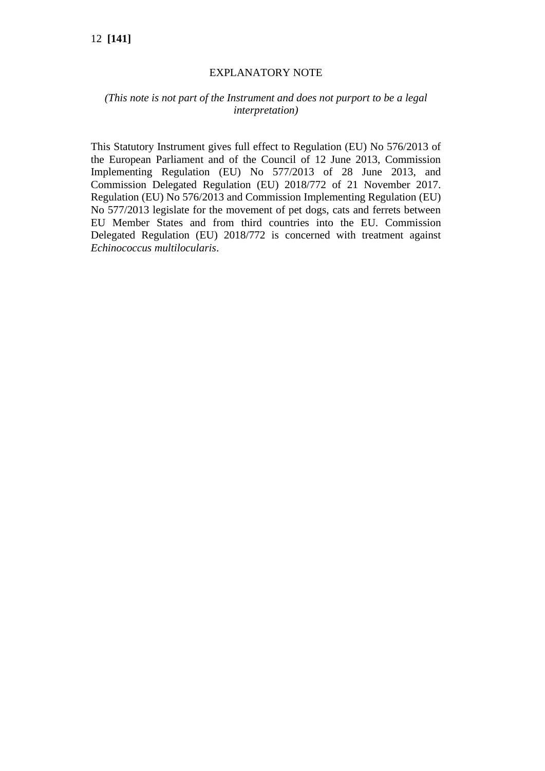## EXPLANATORY NOTE

*(This note is not part of the Instrument and does not purport to be a legal interpretation)*

This Statutory Instrument gives full effect to Regulation (EU) No 576/2013 of the European Parliament and of the Council of 12 June 2013, Commission Implementing Regulation (EU) No 577/2013 of 28 June 2013, and Commission Delegated Regulation (EU) 2018/772 of 21 November 2017. Regulation (EU) No 576/2013 and Commission Implementing Regulation (EU) No 577/2013 legislate for the movement of pet dogs, cats and ferrets between EU Member States and from third countries into the EU. Commission Delegated Regulation (EU) 2018/772 is concerned with treatment against *Echinococcus multilocularis*.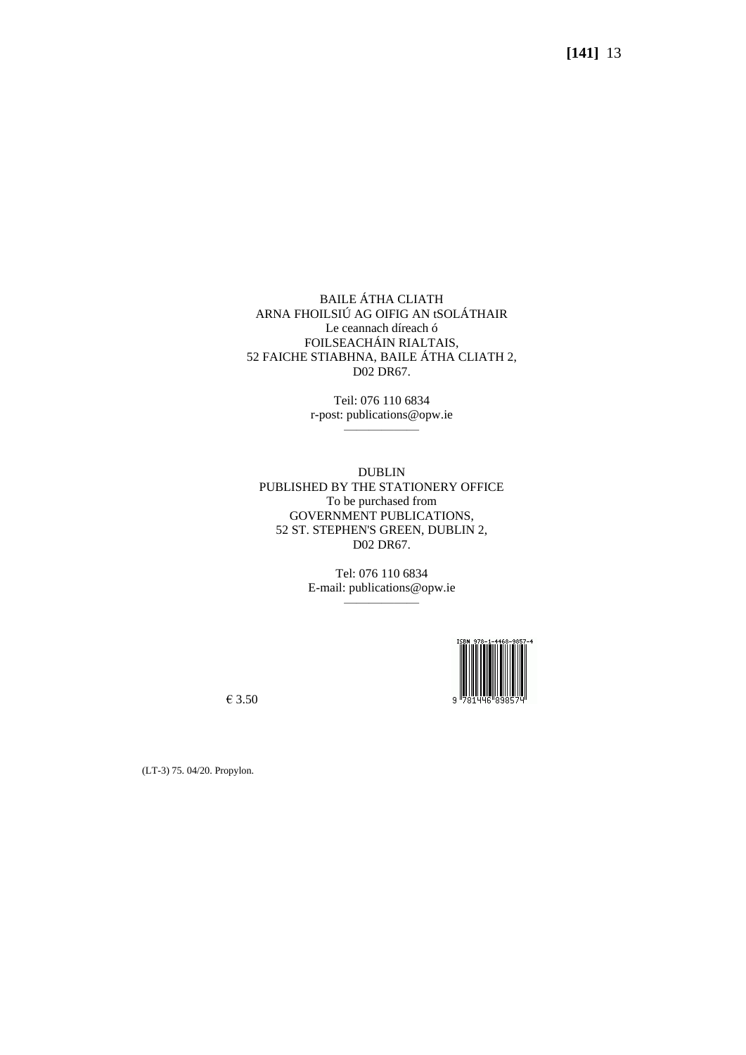BAILE ÁTHA CLIATH
ARNA FHOILSIÚ AG OIFIG AN tSOLÁTHAIR
Le ceannach díreach ó
FOILSEACHÁIN RIALTAIS,
52 FAICHE STIABHNA, BAILE ÁTHA CLIATH 2,
D02 DR67.

Teil: 076 110 6834
r-post: publications@opw.ie

---

DUBLIN
PUBLISHED BY THE STATIONERY OFFICE
To be purchased from
GOVERNMENT PUBLICATIONS,
52 ST. STEPHEN'S GREEN, DUBLIN 2,
D02 DR67.

Tel: 076 110 6834
E-mail: publications@opw.ie

---

ISBN 978-1-4468-9857-4

€ 3.50

(LT-3) 75. 04/20. Propylon.